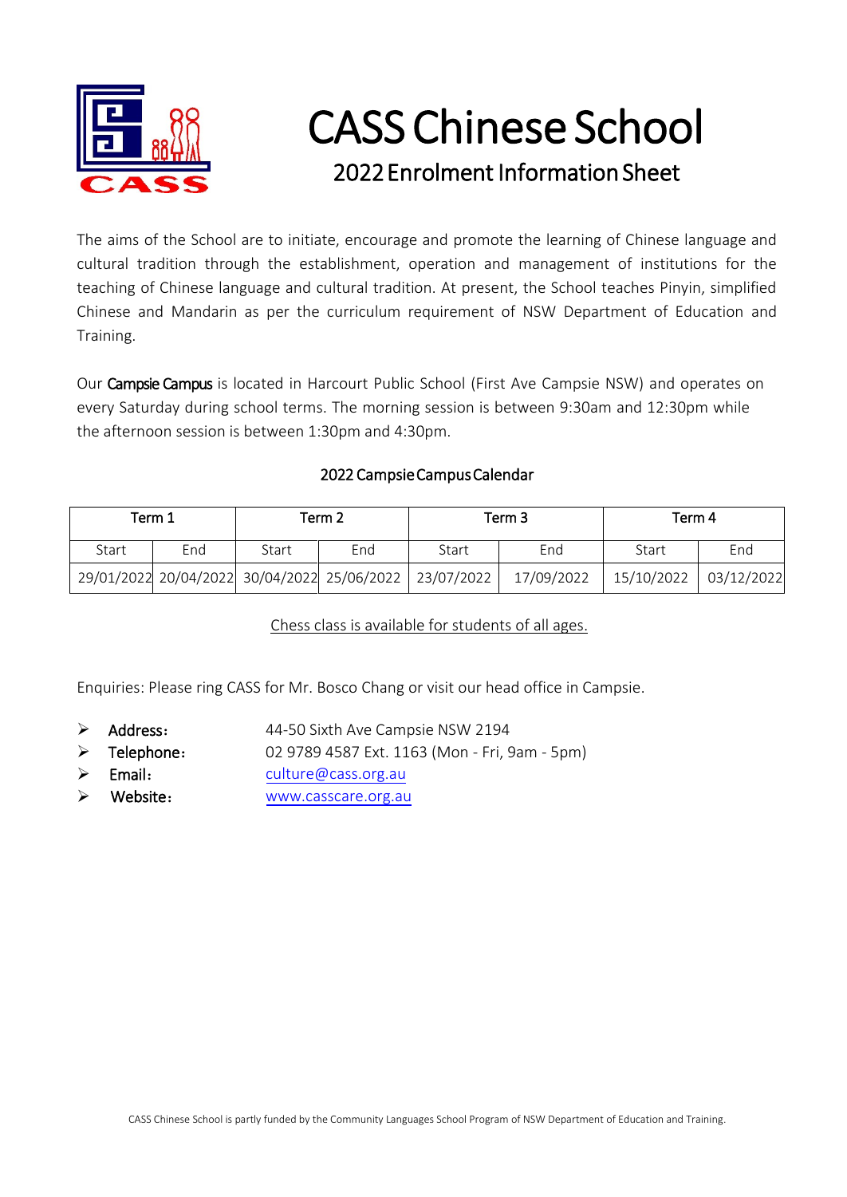# CASS Chinese School

## 2022 Enrolment Information Sheet

The aims of the School are to initiate, encourage and promote the learning of Chinese language and cultural tradition through the establishment, operation and management of institutions for the teaching of Chinese language and cultural tradition. At present, the School teaches Pinyin, simplified Chinese and Mandarin as per the curriculum requirement of NSW Department of Education and Training.

Our **Campsie Campus** is located in Harcourt Public School (First Ave Campsie NSW) and operates on every Saturday during school terms. The morning session is between 9:30am and 12:30pm while the afternoon session is between 1:30pm and 4:30pm.

### 2022 Campsie Campus Calendar

| Term 1 | | Term 2 | | Term 3 | | Term 4 | |
|---|---|---|---|---|---|---|---|
| Start | End | Start | End | Start | End | Start | End |
| 29/01/2022 | 20/04/2022 | 30/04/2022 | 25/06/2022 | 23/07/2022 | 17/09/2022 | 15/10/2022 | 03/12/2022 |

Chess class is available for students of all ages.

Enquiries: Please ring CASS for Mr. Bosco Chang or visit our head office in Campsie.

- **Address:** 44-50 Sixth Ave Campsie NSW 2194
- **Telephone:** 02 9789 4587 Ext. 1163 (Mon - Fri, 9am - 5pm)
- **Email:** culture@cass.org.au
- **Website:** www.casscare.org.au

CASS Chinese School is partly funded by the Community Languages School Program of NSW Department of Education and Training.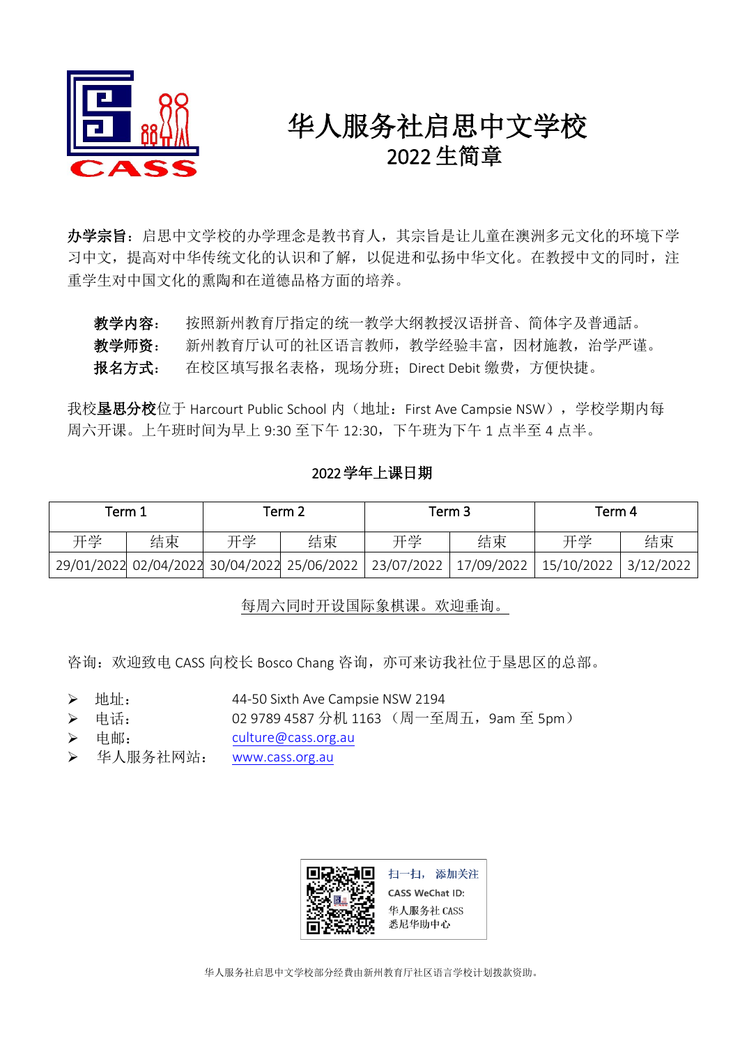# 华人服务社启思中文学校
## 2022 生简章

**办学宗旨**：启思中文学校的办学理念是教书育人，其宗旨是让儿童在澳洲多元文化的环境下学习中文，提高对中华传统文化的认识和了解，以促进和弘扬中华文化。在教授中文的同时，注重学生对中国文化的熏陶和在道德品格方面的培养。

**教学内容**：按照新州教育厅指定的统一教学大纲教授汉语拼音、简体字及普通話。
**教学师资**：新州教育厅认可的社区语言教师，教学经验丰富，因材施教，治学严谨。
**报名方式**：在校区填写报名表格，现场分班；Direct Debit 缴费，方便快捷。

我校**垦思分校**位于 Harcourt Public School 内（地址：First Ave Campsie NSW），学校学期内每周六开课。上午班时间为早上 9:30 至下午 12:30，下午班为下午 1 点半至 4 点半。

**2022 学年上课日期**

| Term 1 | | Term 2 | | Term 3 | | Term 4 | |
|---|---|---|---|---|---|---|---|
| 开学 | 结束 | 开学 | 结束 | 开学 | 结束 | 开学 | 结束 |
| 29/01/2022 | 02/04/2022 | 30/04/2022 | 25/06/2022 | 23/07/2022 | 17/09/2022 | 15/10/2022 | 3/12/2022 |

每周六同时开设国际象棋课。欢迎垂询。

咨询：欢迎致电 CASS 向校长 Bosco Chang 咨询，亦可来访我社位于垦思区的总部。

- 地址：44-50 Sixth Ave Campsie NSW 2194
- 电话：02 9789 4587 分机 1163 （周一至周五，9am 至 5pm）
- 电邮：culture@cass.org.au
- 华人服务社网站：www.cass.org.au

扫一扫，添加关注
CASS WeChat ID:
华人服务社 CASS
悉尼华助中心

华人服务社启思中文学校部分经费由新州教育厅社区语言学校计划拨款资助。